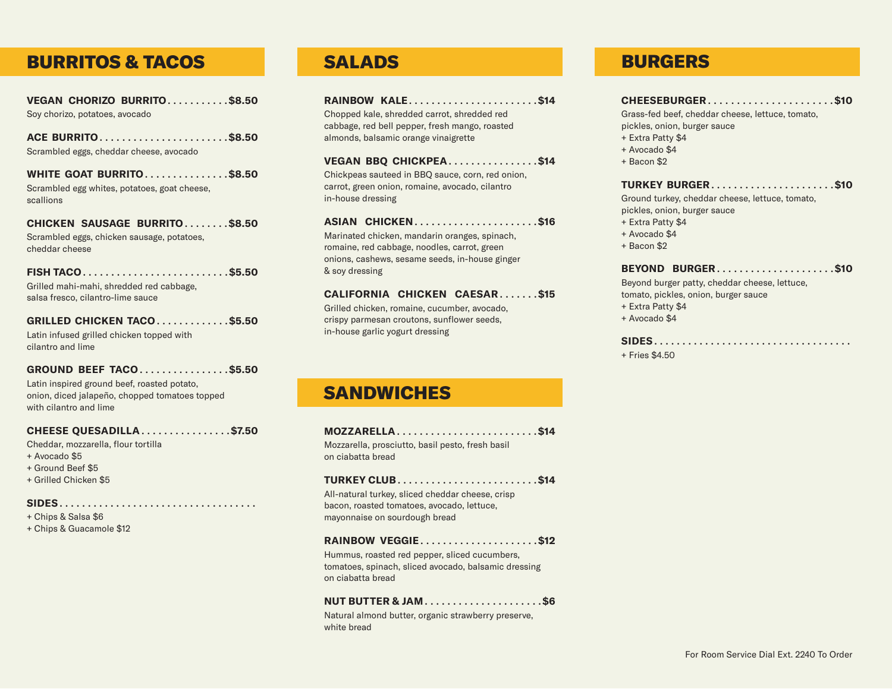## BURRITOS & TACOS

**VEGAN CHORIZO BURRITO . . . . . . . . . . . $8.50**
Soy chorizo, potatoes, avocado

**ACE BURRITO . . . . . . . . . . . . . . . . . . . . . . . $8.50**
Scrambled eggs, cheddar cheese, avocado

**WHITE GOAT BURRITO . . . . . . . . . . . . . . . $8.50**
Scrambled egg whites, potatoes, goat cheese, scallions

**CHICKEN SAUSAGE BURRITO . . . . . . . . $8.50**
Scrambled eggs, chicken sausage, potatoes, cheddar cheese

**FISH TACO . . . . . . . . . . . . . . . . . . . . . . . . . . $5.50**
Grilled mahi-mahi, shredded red cabbage, salsa fresco, cilantro-lime sauce

**GRILLED CHICKEN TACO . . . . . . . . . . . . . $5.50**
Latin infused grilled chicken topped with cilantro and lime

**GROUND BEEF TACO . . . . . . . . . . . . . . . . $5.50**
Latin inspired ground beef, roasted potato, onion, diced jalapeño, chopped tomatoes topped with cilantro and lime

**CHEESE QUESADILLA . . . . . . . . . . . . . . . . $7.50**
Cheddar, mozzarella, flour tortilla
+ Avocado $5
+ Ground Beef $5
+ Grilled Chicken $5

**SIDES . . . . . . . . . . . . . . . . . . . . . . . . . . . . . . . . . .**
+ Chips & Salsa $6
+ Chips & Guacamole $12

## SALADS

**RAINBOW KALE . . . . . . . . . . . . . . . . . . . . . . . $14**
Chopped kale, shredded carrot, shredded red cabbage, red bell pepper, fresh mango, roasted almonds, balsamic orange vinaigrette

**VEGAN BBQ CHICKPEA . . . . . . . . . . . . . . . . $14**
Chickpeas sauteed in BBQ sauce, corn, red onion, carrot, green onion, romaine, avocado, cilantro in-house dressing

**ASIAN CHICKEN . . . . . . . . . . . . . . . . . . . . . . $16**
Marinated chicken, mandarin oranges, spinach, romaine, red cabbage, noodles, carrot, green onions, cashews, sesame seeds, in-house ginger & soy dressing

**CALIFORNIA CHICKEN CAESAR . . . . . . . $15**
Grilled chicken, romaine, cucumber, avocado, crispy parmesan croutons, sunflower seeds, in-house garlic yogurt dressing

## SANDWICHES

**MOZZARELLA . . . . . . . . . . . . . . . . . . . . . . . . $14**
Mozzarella, prosciutto, basil pesto, fresh basil on ciabatta bread

**TURKEY CLUB . . . . . . . . . . . . . . . . . . . . . . . . . $14**
All-natural turkey, sliced cheddar cheese, crisp bacon, roasted tomatoes, avocado, lettuce, mayonnaise on sourdough bread

**RAINBOW VEGGIE . . . . . . . . . . . . . . . . . . . . . $12**
Hummus, roasted red pepper, sliced cucumbers, tomatoes, spinach, sliced avocado, balsamic dressing on ciabatta bread

**NUT BUTTER & JAM . . . . . . . . . . . . . . . . . . . . . $6**
Natural almond butter, organic strawberry preserve, white bread

## BURGERS

**CHEESEBURGER . . . . . . . . . . . . . . . . . . . . . . $10**
Grass-fed beef, cheddar cheese, lettuce, tomato, pickles, onion, burger sauce
+ Extra Patty $4
+ Avocado $4
+ Bacon $2

**TURKEY BURGER . . . . . . . . . . . . . . . . . . . . . . $10**
Ground turkey, cheddar cheese, lettuce, tomato, pickles, onion, burger sauce
+ Extra Patty $4
+ Avocado $4
+ Bacon $2

**BEYOND BURGER . . . . . . . . . . . . . . . . . . . . . $10**
Beyond burger patty, cheddar cheese, lettuce, tomato, pickles, onion, burger sauce
+ Extra Patty $4
+ Avocado $4

**SIDES . . . . . . . . . . . . . . . . . . . . . . . . . . . . . . . . . .**
+ Fries $4.50

For Room Service Dial Ext. 2240 To Order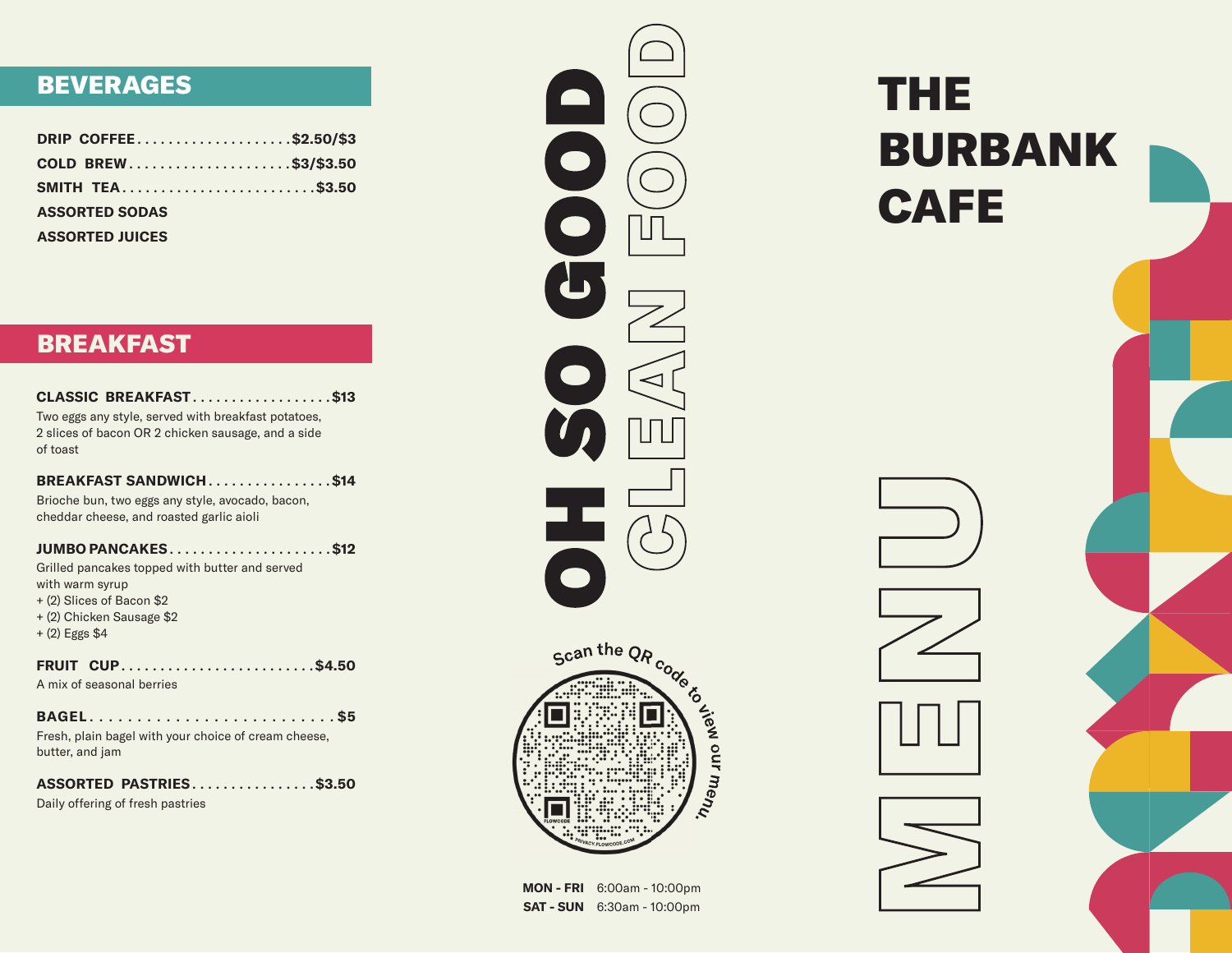## BEVERAGES

**DRIP COFFEE** .................... **$2.50/$3**

**COLD BREW** .................... **$3/$3.50**

**SMITH TEA** ......................... **$3.50**

**ASSORTED SODAS**

**ASSORTED JUICES**

## BREAKFAST

**CLASSIC BREAKFAST** .................. **$13**

Two eggs any style, served with breakfast potatoes, 2 slices of bacon OR 2 chicken sausage, and a side of toast

**BREAKFAST SANDWICH** ................ **$14**

Brioche bun, two eggs any style, avocado, bacon, cheddar cheese, and roasted garlic aioli

**JUMBO PANCAKES** ..................... **$12**

Grilled pancakes topped with butter and served with warm syrup

+ (2) Slices of Bacon $2
+ (2) Chicken Sausage $2
+ (2) Eggs $4

**FRUIT CUP** ........................ **$4.50**

A mix of seasonal berries

**BAGEL** ........................... **$5**

Fresh, plain bagel with your choice of cream cheese, butter, and jam

**ASSORTED PASTRIES** ................ **$3.50**

Daily offering of fresh pastries

# OH SO GOOD CLEAN FOOD

Scan the QR code to view our menu.

**MON - FRI** 6:00am - 10:00pm

**SAT - SUN** 6:30am - 10:00pm

# THE BURBANK CAFE

# MENU